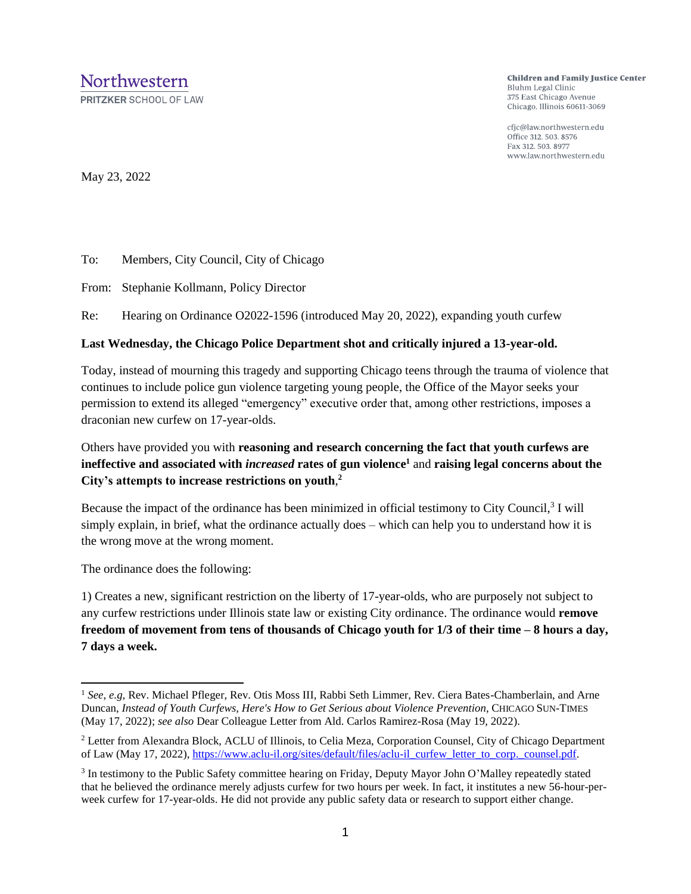**Northwestern**
PRITZKER SCHOOL OF LAW

**Children and Family Justice Center**
Bluhm Legal Clinic
375 East Chicago Avenue
Chicago, Illinois 60611-3069

cfjc@law.northwestern.edu
Office 312. 503. 8576
Fax 312. 503. 8977
www.law.northwestern.edu

May 23, 2022

To: Members, City Council, City of Chicago

From: Stephanie Kollmann, Policy Director

Re: Hearing on Ordinance O2022-1596 (introduced May 20, 2022), expanding youth curfew

**Last Wednesday, the Chicago Police Department shot and critically injured a 13-year-old.**

Today, instead of mourning this tragedy and supporting Chicago teens through the trauma of violence that continues to include police gun violence targeting young people, the Office of the Mayor seeks your permission to extend its alleged "emergency" executive order that, among other restrictions, imposes a draconian new curfew on 17-year-olds.

Others have provided you with **reasoning and research concerning the fact that youth curfews are ineffective and associated with *increased* rates of gun violence**[1] and **raising legal concerns about the City's attempts to increase restrictions on youth**,[2]

Because the impact of the ordinance has been minimized in official testimony to City Council,[3] I will simply explain, in brief, what the ordinance actually does – which can help you to understand how it is the wrong move at the wrong moment.

The ordinance does the following:

1) Creates a new, significant restriction on the liberty of 17-year-olds, who are purposely not subject to any curfew restrictions under Illinois state law or existing City ordinance. The ordinance would **remove freedom of movement from tens of thousands of Chicago youth for 1/3 of their time – 8 hours a day, 7 days a week.**

---

[1] *See*, *e.g*, Rev. Michael Pfleger, Rev. Otis Moss III, Rabbi Seth Limmer, Rev. Ciera Bates-Chamberlain, and Arne Duncan, *Instead of Youth Curfews, Here's How to Get Serious about Violence Prevention*, CHICAGO SUN-TIMES (May 17, 2022); *see also* Dear Colleague Letter from Ald. Carlos Ramirez-Rosa (May 19, 2022).

[2] Letter from Alexandra Block, ACLU of Illinois, to Celia Meza, Corporation Counsel, City of Chicago Department of Law (May 17, 2022), https://www.aclu-il.org/sites/default/files/aclu-il_curfew_letter_to_corp._counsel.pdf.

[3] In testimony to the Public Safety committee hearing on Friday, Deputy Mayor John O'Malley repeatedly stated that he believed the ordinance merely adjusts curfew for two hours per week. In fact, it institutes a new 56-hour-per-week curfew for 17-year-olds. He did not provide any public safety data or research to support either change.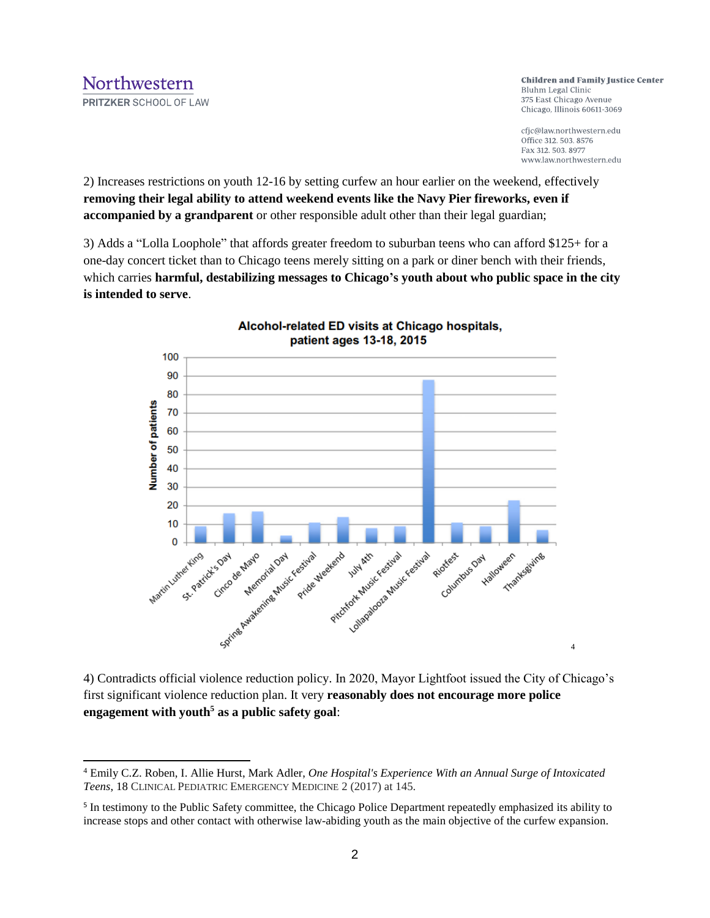2) Increases restrictions on youth 12-16 by setting curfew an hour earlier on the weekend, effectively **removing their legal ability to attend weekend events like the Navy Pier fireworks, even if accompanied by a grandparent** or other responsible adult other than their legal guardian;

3) Adds a "Lolla Loophole" that affords greater freedom to suburban teens who can afford $125+ for a one-day concert ticket than to Chicago teens merely sitting on a park or diner bench with their friends, which carries **harmful, destabilizing messages to Chicago's youth about who public space in the city is intended to serve**.

**Alcohol-related ED visits at Chicago hospitals, patient ages 13-18, 2015**[4]

4) Contradicts official violence reduction policy. In 2020, Mayor Lightfoot issued the City of Chicago's first significant violence reduction plan. It very **reasonably does not encourage more police engagement with youth**[5] **as a public safety goal**:

---

[4] Emily C.Z. Roben, I. Allie Hurst, Mark Adler, *One Hospital's Experience With an Annual Surge of Intoxicated Teens*, 18 CLINICAL PEDIATRIC EMERGENCY MEDICINE 2 (2017) at 145.

[5] In testimony to the Public Safety committee, the Chicago Police Department repeatedly emphasized its ability to increase stops and other contact with otherwise law-abiding youth as the main objective of the curfew expansion.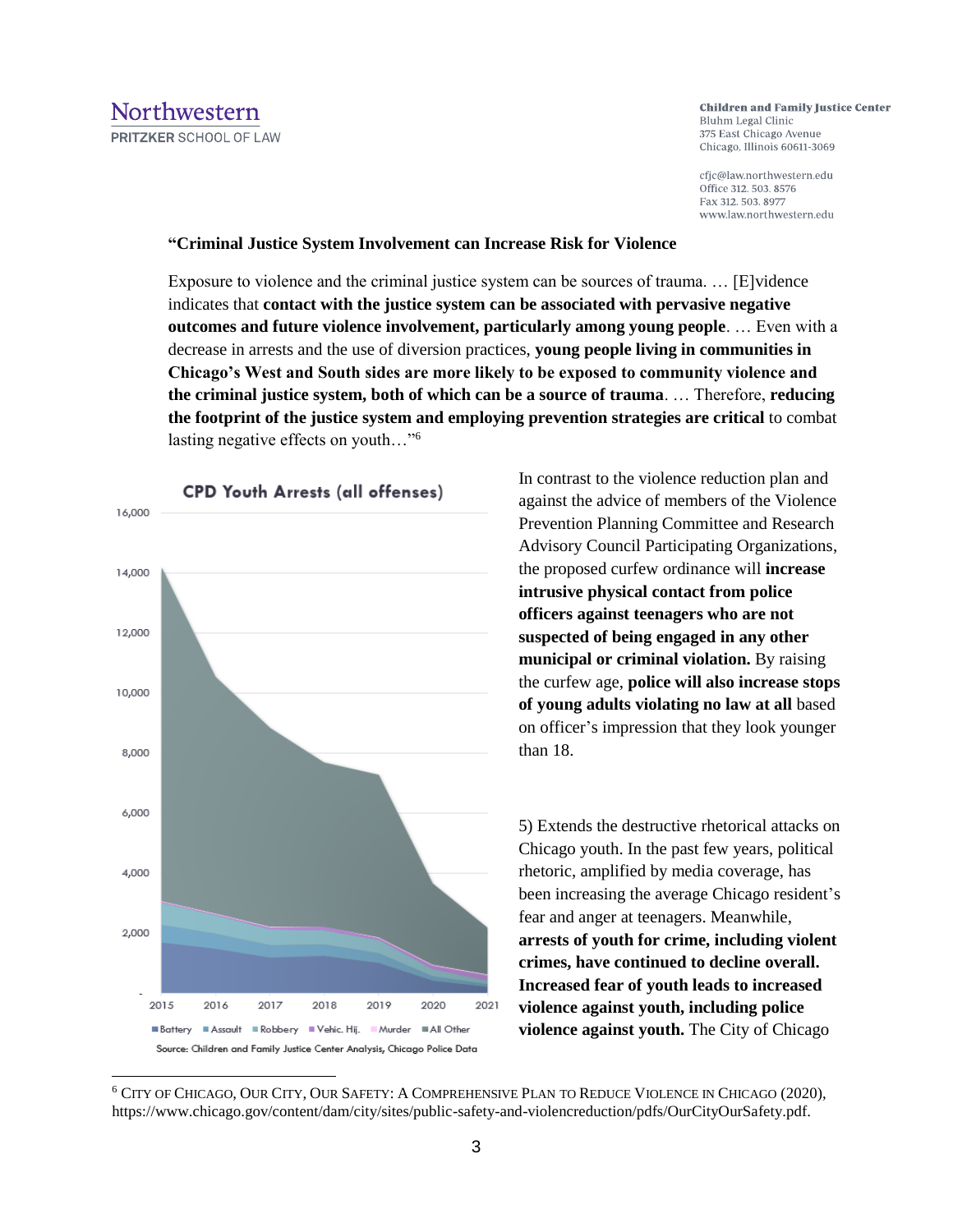**"Criminal Justice System Involvement can Increase Risk for Violence**

Exposure to violence and the criminal justice system can be sources of trauma. … [E]vidence indicates that **contact with the justice system can be associated with pervasive negative outcomes and future violence involvement, particularly among young people**. … Even with a decrease in arrests and the use of diversion practices, **young people living in communities in Chicago's West and South sides are more likely to be exposed to community violence and the criminal justice system, both of which can be a source of trauma**. … Therefore, **reducing the footprint of the justice system and employing prevention strategies are critical** to combat lasting negative effects on youth…"[6]

**CPD Youth Arrests (all offenses)**

Battery · Assault · Robbery · Vehic. Hij. · Murder · All Other

Source: Children and Family Justice Center Analysis, Chicago Police Data

In contrast to the violence reduction plan and against the advice of members of the Violence Prevention Planning Committee and Research Advisory Council Participating Organizations, the proposed curfew ordinance will **increase intrusive physical contact from police officers against teenagers who are not suspected of being engaged in any other municipal or criminal violation.** By raising the curfew age, **police will also increase stops of young adults violating no law at all** based on officer's impression that they look younger than 18.

5) Extends the destructive rhetorical attacks on Chicago youth. In the past few years, political rhetoric, amplified by media coverage, has been increasing the average Chicago resident's fear and anger at teenagers. Meanwhile, **arrests of youth for crime, including violent crimes, have continued to decline overall. Increased fear of youth leads to increased violence against youth, including police violence against youth.** The City of Chicago

[6] City of Chicago, Our City, Our Safety: A Comprehensive Plan to Reduce Violence in Chicago (2020), https://www.chicago.gov/content/dam/city/sites/public-safety-and-violencreduction/pdfs/OurCityOurSafety.pdf.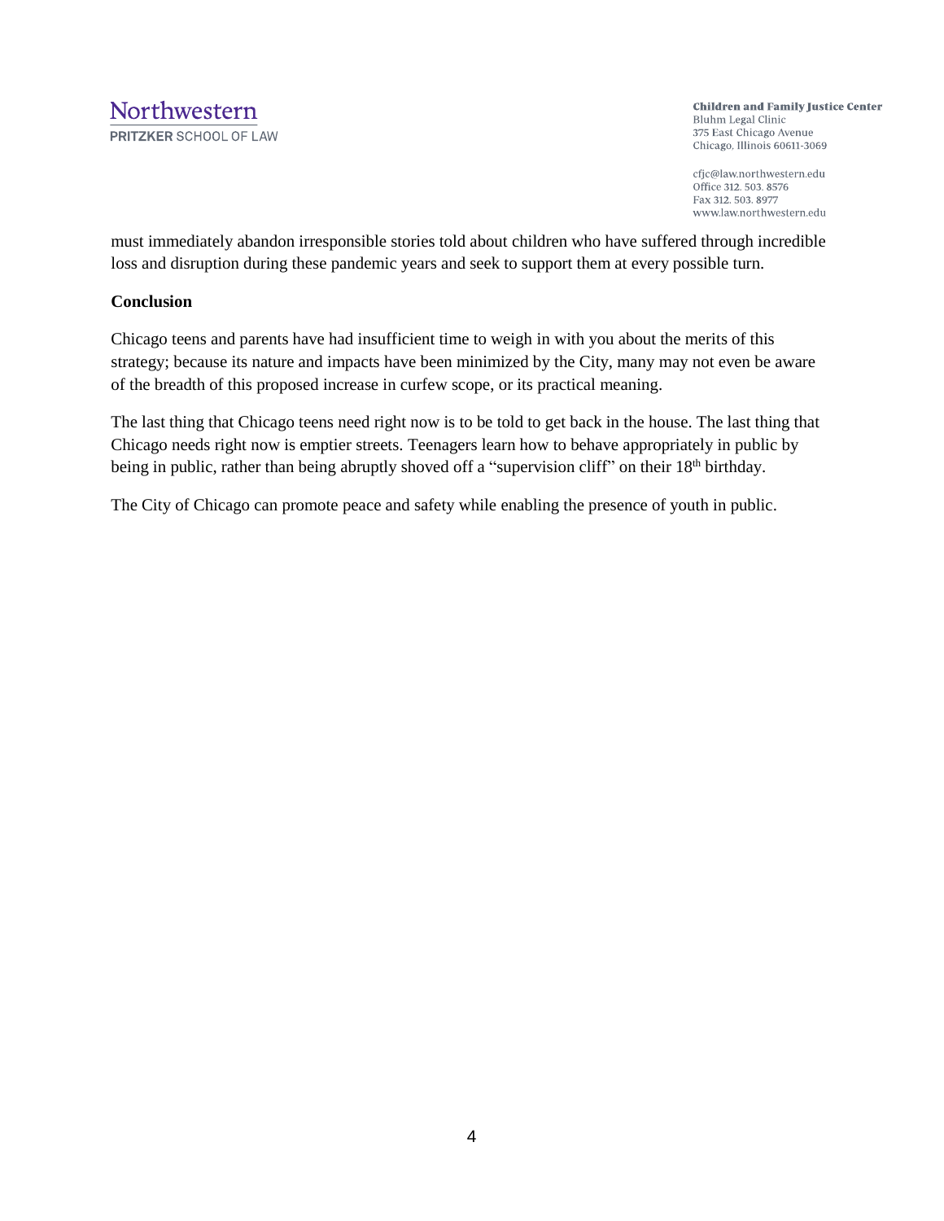must immediately abandon irresponsible stories told about children who have suffered through incredible loss and disruption during these pandemic years and seek to support them at every possible turn.

**Conclusion**

Chicago teens and parents have had insufficient time to weigh in with you about the merits of this strategy; because its nature and impacts have been minimized by the City, many may not even be aware of the breadth of this proposed increase in curfew scope, or its practical meaning.

The last thing that Chicago teens need right now is to be told to get back in the house. The last thing that Chicago needs right now is emptier streets. Teenagers learn how to behave appropriately in public by being in public, rather than being abruptly shoved off a "supervision cliff" on their 18th birthday.

The City of Chicago can promote peace and safety while enabling the presence of youth in public.